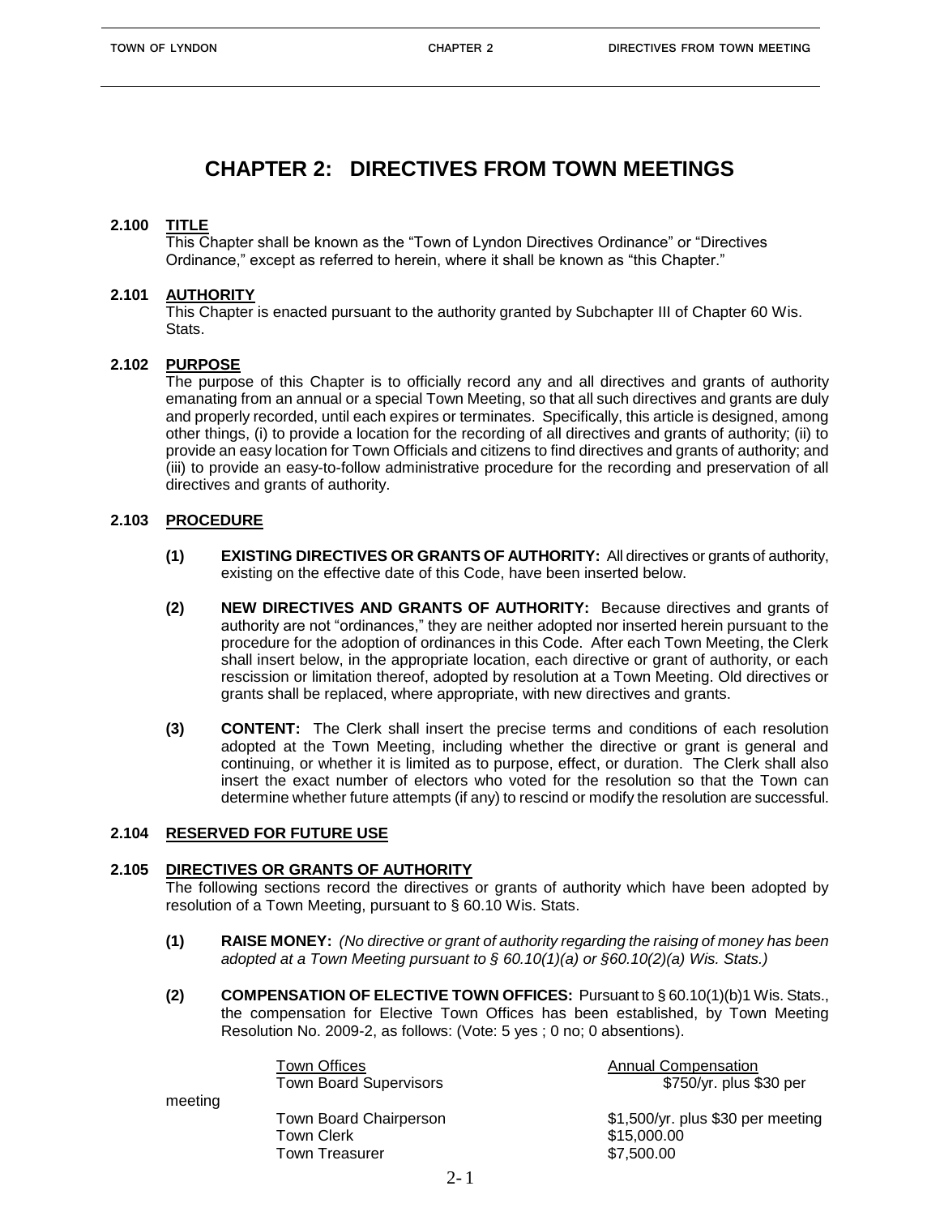# CHAPTER 2: DIRECTIVES FROM TOWN MEETINGS

## 2.100 TITLE

This Chapter shall be known as the "Town of Lyndon Directives Ordinance" or "Directives Ordinance," except as referred to herein, where it shall be known as "this Chapter."

## 2.101 AUTHORITY

This Chapter is enacted pursuant to the authority granted by Subchapter III of Chapter 60 Wis. Stats.

## 2.102 PURPOSE

The purpose of this Chapter is to officially record any and all directives and grants of authority emanating from an annual or a special Town Meeting, so that all such directives and grants are duly and properly recorded, until each expires or terminates. Specifically, this article is designed, among other things, (i) to provide a location for the recording of all directives and grants of authority; (ii) to provide an easy location for Town Officials and citizens to find directives and grants of authority; and (iii) to provide an easy-to-follow administrative procedure for the recording and preservation of all directives and grants of authority.

## 2.103 PROCEDURE

**(1) EXISTING DIRECTIVES OR GRANTS OF AUTHORITY:** All directives or grants of authority, existing on the effective date of this Code, have been inserted below.

**(2) NEW DIRECTIVES AND GRANTS OF AUTHORITY:** Because directives and grants of authority are not "ordinances," they are neither adopted nor inserted herein pursuant to the procedure for the adoption of ordinances in this Code. After each Town Meeting, the Clerk shall insert below, in the appropriate location, each directive or grant of authority, or each rescission or limitation thereof, adopted by resolution at a Town Meeting. Old directives or grants shall be replaced, where appropriate, with new directives and grants.

**(3) CONTENT:** The Clerk shall insert the precise terms and conditions of each resolution adopted at the Town Meeting, including whether the directive or grant is general and continuing, or whether it is limited as to purpose, effect, or duration. The Clerk shall also insert the exact number of electors who voted for the resolution so that the Town can determine whether future attempts (if any) to rescind or modify the resolution are successful.

## 2.104 RESERVED FOR FUTURE USE

## 2.105 DIRECTIVES OR GRANTS OF AUTHORITY

The following sections record the directives or grants of authority which have been adopted by resolution of a Town Meeting, pursuant to § 60.10 Wis. Stats.

**(1) RAISE MONEY:** *(No directive or grant of authority regarding the raising of money has been adopted at a Town Meeting pursuant to § 60.10(1)(a) or §60.10(2)(a) Wis. Stats.)*

**(2) COMPENSATION OF ELECTIVE TOWN OFFICES:** Pursuant to § 60.10(1)(b)1 Wis. Stats., the compensation for Elective Town Offices has been established, by Town Meeting Resolution No. 2009-2, as follows: (Vote: 5 yes ; 0 no; 0 absentions).

| Town Offices | Annual Compensation |
|---|---|
| Town Board Supervisors | $750/yr. plus $30 per meeting |
| Town Board Chairperson | $1,500/yr. plus $30 per meeting |
| Town Clerk | $15,000.00 |
| Town Treasurer | $7,500.00 |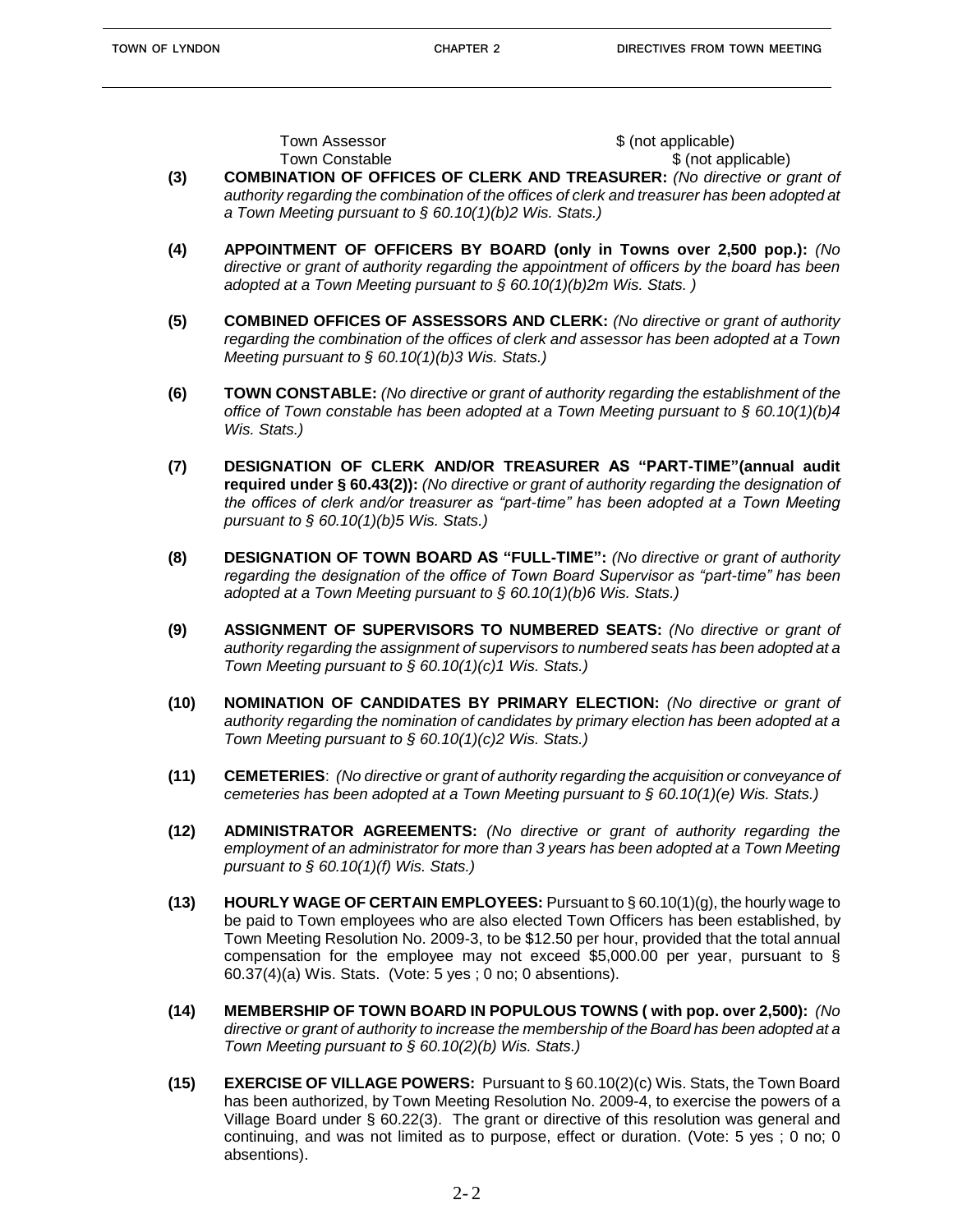| | |
|---|---|
| Town Assessor | $ (not applicable) |
| Town Constable | $ (not applicable) |

**(3) COMBINATION OF OFFICES OF CLERK AND TREASURER:** *(No directive or grant of authority regarding the combination of the offices of clerk and treasurer has been adopted at a Town Meeting pursuant to § 60.10(1)(b)2 Wis. Stats.)*

**(4) APPOINTMENT OF OFFICERS BY BOARD (only in Towns over 2,500 pop.):** *(No directive or grant of authority regarding the appointment of officers by the board has been adopted at a Town Meeting pursuant to § 60.10(1)(b)2m Wis. Stats. )*

**(5) COMBINED OFFICES OF ASSESSORS AND CLERK:** *(No directive or grant of authority regarding the combination of the offices of clerk and assessor has been adopted at a Town Meeting pursuant to § 60.10(1)(b)3 Wis. Stats.)*

**(6) TOWN CONSTABLE:** *(No directive or grant of authority regarding the establishment of the office of Town constable has been adopted at a Town Meeting pursuant to § 60.10(1)(b)4 Wis. Stats.)*

**(7) DESIGNATION OF CLERK AND/OR TREASURER AS "PART-TIME"(annual audit required under § 60.43(2)):** *(No directive or grant of authority regarding the designation of the offices of clerk and/or treasurer as "part-time" has been adopted at a Town Meeting pursuant to § 60.10(1)(b)5 Wis. Stats.)*

**(8) DESIGNATION OF TOWN BOARD AS "FULL-TIME":** *(No directive or grant of authority regarding the designation of the office of Town Board Supervisor as "part-time" has been adopted at a Town Meeting pursuant to § 60.10(1)(b)6 Wis. Stats.)*

**(9) ASSIGNMENT OF SUPERVISORS TO NUMBERED SEATS:** *(No directive or grant of authority regarding the assignment of supervisors to numbered seats has been adopted at a Town Meeting pursuant to § 60.10(1)(c)1 Wis. Stats.)*

**(10) NOMINATION OF CANDIDATES BY PRIMARY ELECTION:** *(No directive or grant of authority regarding the nomination of candidates by primary election has been adopted at a Town Meeting pursuant to § 60.10(1)(c)2 Wis. Stats.)*

**(11) CEMETERIES**: *(No directive or grant of authority regarding the acquisition or conveyance of cemeteries has been adopted at a Town Meeting pursuant to § 60.10(1)(e) Wis. Stats.)*

**(12) ADMINISTRATOR AGREEMENTS:** *(No directive or grant of authority regarding the employment of an administrator for more than 3 years has been adopted at a Town Meeting pursuant to § 60.10(1)(f) Wis. Stats.)*

**(13) HOURLY WAGE OF CERTAIN EMPLOYEES:** Pursuant to § 60.10(1)(g), the hourly wage to be paid to Town employees who are also elected Town Officers has been established, by Town Meeting Resolution No. 2009-3, to be $12.50 per hour, provided that the total annual compensation for the employee may not exceed $5,000.00 per year, pursuant to § 60.37(4)(a) Wis. Stats. (Vote: 5 yes ; 0 no; 0 absentions).

**(14) MEMBERSHIP OF TOWN BOARD IN POPULOUS TOWNS ( with pop. over 2,500):** *(No directive or grant of authority to increase the membership of the Board has been adopted at a Town Meeting pursuant to § 60.10(2)(b) Wis. Stats.)*

**(15) EXERCISE OF VILLAGE POWERS:** Pursuant to § 60.10(2)(c) Wis. Stats, the Town Board has been authorized, by Town Meeting Resolution No. 2009-4, to exercise the powers of a Village Board under § 60.22(3). The grant or directive of this resolution was general and continuing, and was not limited as to purpose, effect or duration. (Vote: 5 yes ; 0 no; 0 absentions).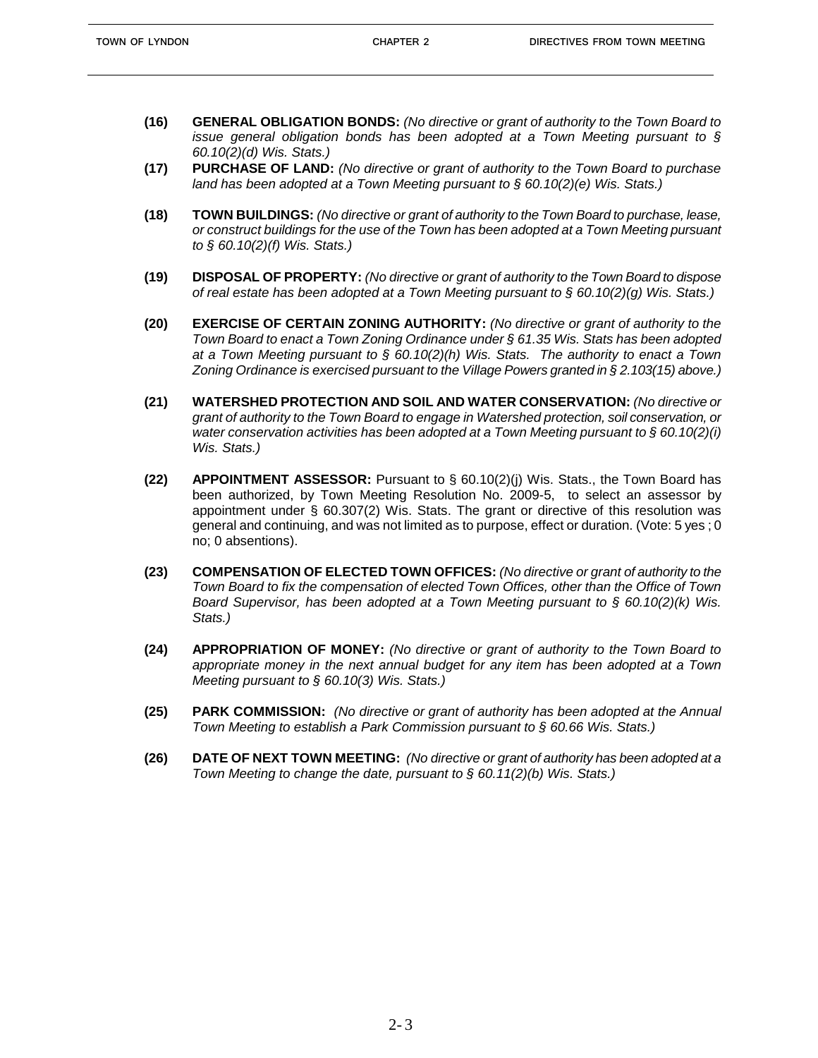**(16)** **GENERAL OBLIGATION BONDS:** *(No directive or grant of authority to the Town Board to issue general obligation bonds has been adopted at a Town Meeting pursuant to § 60.10(2)(d) Wis. Stats.)*

**(17)** **PURCHASE OF LAND:** *(No directive or grant of authority to the Town Board to purchase land has been adopted at a Town Meeting pursuant to § 60.10(2)(e) Wis. Stats.)*

**(18)** **TOWN BUILDINGS:** *(No directive or grant of authority to the Town Board to purchase, lease, or construct buildings for the use of the Town has been adopted at a Town Meeting pursuant to § 60.10(2)(f) Wis. Stats.)*

**(19)** **DISPOSAL OF PROPERTY:** *(No directive or grant of authority to the Town Board to dispose of real estate has been adopted at a Town Meeting pursuant to § 60.10(2)(g) Wis. Stats.)*

**(20)** **EXERCISE OF CERTAIN ZONING AUTHORITY:** *(No directive or grant of authority to the Town Board to enact a Town Zoning Ordinance under § 61.35 Wis. Stats has been adopted at a Town Meeting pursuant to § 60.10(2)(h) Wis. Stats. The authority to enact a Town Zoning Ordinance is exercised pursuant to the Village Powers granted in § 2.103(15) above.)*

**(21)** **WATERSHED PROTECTION AND SOIL AND WATER CONSERVATION:** *(No directive or grant of authority to the Town Board to engage in Watershed protection, soil conservation, or water conservation activities has been adopted at a Town Meeting pursuant to § 60.10(2)(i) Wis. Stats.)*

**(22)** **APPOINTMENT ASSESSOR:** Pursuant to § 60.10(2)(j) Wis. Stats., the Town Board has been authorized, by Town Meeting Resolution No. 2009-5, to select an assessor by appointment under § 60.307(2) Wis. Stats. The grant or directive of this resolution was general and continuing, and was not limited as to purpose, effect or duration. (Vote: 5 yes ; 0 no; 0 absentions).

**(23)** **COMPENSATION OF ELECTED TOWN OFFICES:** *(No directive or grant of authority to the Town Board to fix the compensation of elected Town Offices, other than the Office of Town Board Supervisor, has been adopted at a Town Meeting pursuant to § 60.10(2)(k) Wis. Stats.)*

**(24)** **APPROPRIATION OF MONEY:** *(No directive or grant of authority to the Town Board to appropriate money in the next annual budget for any item has been adopted at a Town Meeting pursuant to § 60.10(3) Wis. Stats.)*

**(25)** **PARK COMMISSION:** *(No directive or grant of authority has been adopted at the Annual Town Meeting to establish a Park Commission pursuant to § 60.66 Wis. Stats.)*

**(26)** **DATE OF NEXT TOWN MEETING:** *(No directive or grant of authority has been adopted at a Town Meeting to change the date, pursuant to § 60.11(2)(b) Wis. Stats.)*